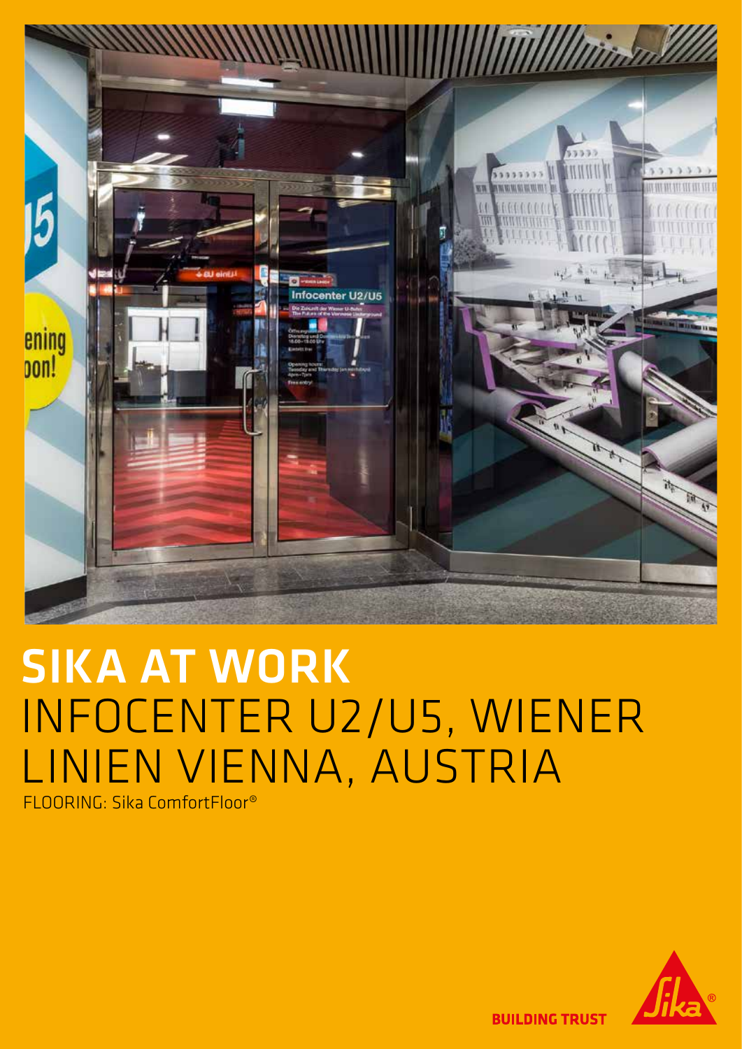# SIKA AT WORK

## INFOCENTER U2/U5, WIENER LINIEN VIENNA, AUSTRIA

FLOORING: Sika ComfortFloor®

BUILDING TRUST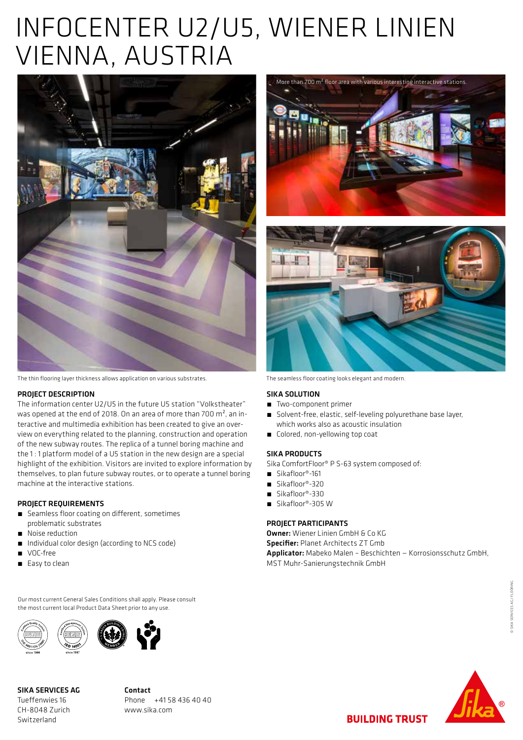# INFOCENTER U2/U5, WIENER LINIEN VIENNA, AUSTRIA

More than 700 m² floor area with various interesting interactive stations.

The thin flooring layer thickness allows application on various substrates.

The seamless floor coating looks elegant and modern.

## PROJECT DESCRIPTION

The information center U2/U5 in the future U5 station "Volkstheater" was opened at the end of 2018. On an area of more than 700 m², an interactive and multimedia exhibition has been created to give an overview on everything related to the planning, construction and operation of the new subway routes. The replica of a tunnel boring machine and the 1 : 1 platform model of a U5 station in the new design are a special highlight of the exhibition. Visitors are invited to explore information by themselves, to plan future subway routes, or to operate a tunnel boring machine at the interactive stations.

## PROJECT REQUIREMENTS

- Seamless floor coating on different, sometimes problematic substrates
- Noise reduction
- Individual color design (according to NCS code)
- VOC-free
- Easy to clean

## SIKA SOLUTION

- Two-component primer
- Solvent-free, elastic, self-leveling polyurethane base layer, which works also as acoustic insulation
- Colored, non-yellowing top coat

## SIKA PRODUCTS

Sika ComfortFloor® P S-63 system composed of:

- Sikafloor®-161
- Sikafloor®-320
- Sikafloor®-330
- Sikafloor®-305 W

## PROJECT PARTICIPANTS

**Owner:** Wiener Linien GmbH & Co KG
**Specifier:** Planet Architects ZT Gmb
**Applicator:** Mabeko Malen – Beschichten – Korrosionsschutz GmbH, MST Muhr-Sanierungstechnik GmbH

Our most current General Sales Conditions shall apply. Please consult the most current local Product Data Sheet prior to any use.

**SIKA SERVICES AG**
Tueffenwies 16
CH-8048 Zurich
Switzerland

**Contact**
Phone +41 58 436 40 40
www.sika.com

**BUILDING TRUST**

© SIKA SERVICES AG / FLOORING